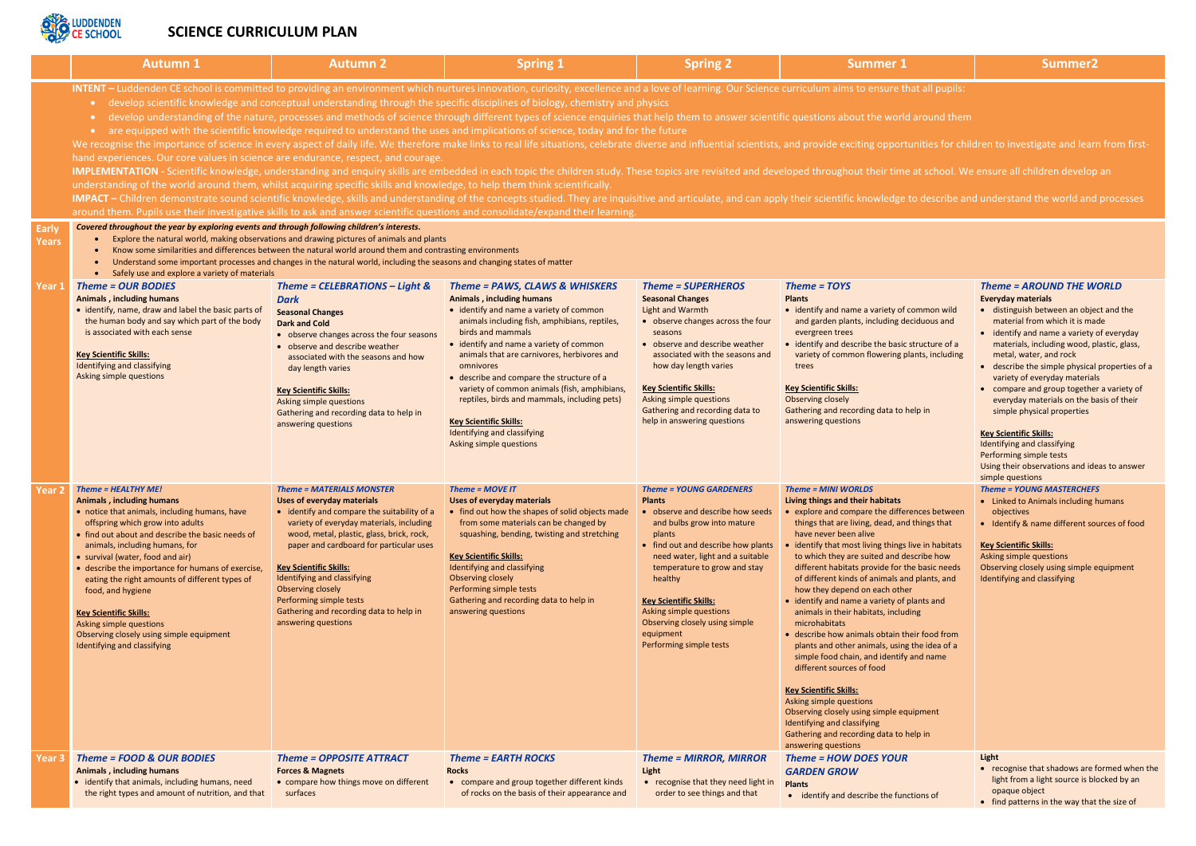LUDDENDEN CE SCHOOL

# SCIENCE CURRICULUM PLAN

**INTENT –** Luddenden CE school is committed to providing an environment which nurtures innovation, curiosity, excellence and a love of learning. Our Science curriculum aims to ensure that all pupils:

- develop scientific knowledge and conceptual understanding through the specific disciplines of biology, chemistry and physics
- develop understanding of the nature, processes and methods of science through different types of science enquiries that help them to answer scientific questions about the world around them
- are equipped with the scientific knowledge required to understand the uses and implications of science, today and for the future

We recognise the importance of science in every aspect of daily life. We therefore make links to real life situations, celebrate diverse and influential scientists, and provide exciting opportunities for children to investigate and learn from first-hand experiences. Our core values in science are endurance, respect, and courage.

**IMPLEMENTATION -** Scientific knowledge, understanding and enquiry skills are embedded in each topic the children study. These topics are revisited and developed throughout their time at school. We ensure all children develop an understanding of the world around them, whilst acquiring specific skills and knowledge, to help them think scientifically.

**IMPACT –** Children demonstrate sound scientific knowledge, skills and understanding of the concepts studied. They are inquisitive and articulate, and can apply their scientific knowledge to describe and understand the world and processes around them. Pupils use their investigative skills to ask and answer scientific questions and consolidate/expand their learning.

**Early Years**

*Covered throughout the year by exploring events and through following children's interests.*

- Explore the natural world, making observations and drawing pictures of animals and plants
- Know some similarities and differences between the natural world around them and contrasting environments
- Understand some important processes and changes in the natural world, including the seasons and changing states of matter
- Safely use and explore a variety of materials

| | Autumn 1 | Autumn 2 | Spring 1 | Spring 2 | Summer 1 | Summer2 |
|---|---|---|---|---|---|---|
| **Year 1** | ***Theme = OUR BODIES***<br>**Animals , including humans**<br>• identify, name, draw and label the basic parts of the human body and say which part of the body is associated with each sense<br><br>**Key Scientific Skills:**<br>Identifying and classifying<br>Asking simple questions | ***Theme = CELEBRATIONS – Light & Dark***<br>**Seasonal Changes**<br>**Dark and Cold**<br>• observe changes across the four seasons<br>• observe and describe weather associated with the seasons and how day length varies<br><br>**Key Scientific Skills:**<br>Asking simple questions<br>Gathering and recording data to help in answering questions | ***Theme = PAWS, CLAWS & WHISKERS***<br>**Animals , including humans**<br>• identify and name a variety of common animals including fish, amphibians, reptiles, birds and mammals<br>• identify and name a variety of common animals that are carnivores, herbivores and omnivores<br>• describe and compare the structure of a variety of common animals (fish, amphibians, reptiles, birds and mammals, including pets)<br><br>**Key Scientific Skills:**<br>Identifying and classifying<br>Asking simple questions | ***Theme = SUPERHEROS***<br>**Seasonal Changes**<br>Light and Warmth<br>• observe changes across the four seasons<br>• observe and describe weather associated with the seasons and how day length varies<br><br>**Key Scientific Skills:**<br>Asking simple questions<br>Gathering and recording data to help in answering questions | ***Theme = TOYS***<br>**Plants**<br>• identify and name a variety of common wild and garden plants, including deciduous and evergreen trees<br>• identify and describe the basic structure of a variety of common flowering plants, including trees<br><br>**Key Scientific Skills:**<br>Observing closely<br>Gathering and recording data to help in answering questions | ***Theme = AROUND THE WORLD***<br>**Everyday materials**<br>• distinguish between an object and the material from which it is made<br>• identify and name a variety of everyday materials, including wood, plastic, glass, metal, water, and rock<br>• describe the simple physical properties of a variety of everyday materials<br>• compare and group together a variety of everyday materials on the basis of their simple physical properties<br><br>**Key Scientific Skills:**<br>Identifying and classifying<br>Performing simple tests<br>Using their observations and ideas to answer simple questions |
| **Year 2** | ***Theme = HEALTHY ME!***<br>**Animals , including humans**<br>• notice that animals, including humans, have offspring which grow into adults<br>• find out about and describe the basic needs of animals, including humans, for<br>• survival (water, food and air)<br>• describe the importance for humans of exercise, eating the right amounts of different types of food, and hygiene<br><br>**Key Scientific Skills:**<br>Asking simple questions<br>Observing closely using simple equipment<br>Identifying and classifying | ***Theme = MATERIALS MONSTER***<br>**Uses of everyday materials**<br>• identify and compare the suitability of a variety of everyday materials, including wood, metal, plastic, glass, brick, rock, paper and cardboard for particular uses<br><br>**Key Scientific Skills:**<br>Identifying and classifying<br>Observing closely<br>Performing simple tests<br>Gathering and recording data to help in answering questions | ***Theme = MOVE IT***<br>**Uses of everyday materials**<br>• find out how the shapes of solid objects made from some materials can be changed by squashing, bending, twisting and stretching<br><br>**Key Scientific Skills:**<br>Identifying and classifying<br>Observing closely<br>Performing simple tests<br>Gathering and recording data to help in answering questions | ***Theme = YOUNG GARDENERS***<br>**Plants**<br>• observe and describe how seeds and bulbs grow into mature plants<br>• find out and describe how plants need water, light and a suitable temperature to grow and stay healthy<br><br>**Key Scientific Skills:**<br>Asking simple questions<br>Observing closely using simple equipment<br>Performing simple tests | ***Theme = MINI WORLDS***<br>**Living things and their habitats**<br>• explore and compare the differences between things that are living, dead, and things that have never been alive<br>• identify that most living things live in habitats to which they are suited and describe how different habitats provide for the basic needs of different kinds of animals and plants, and how they depend on each other<br>• identify and name a variety of plants and animals in their habitats, including microhabitats<br>• describe how animals obtain their food from plants and other animals, using the idea of a simple food chain, and identify and name different sources of food<br><br>**Key Scientific Skills:**<br>Asking simple questions<br>Observing closely using simple equipment<br>Identifying and classifying<br>Gathering and recording data to help in answering questions | ***Theme = YOUNG MASTERCHEFS***<br>• Linked to Animals including humans objectives<br>• Identify & name different sources of food<br><br>**Key Scientific Skills:**<br>Asking simple questions<br>Observing closely using simple equipment<br>Identifying and classifying |
| **Year 3** | ***Theme = FOOD & OUR BODIES***<br>**Animals , including humans**<br>• identify that animals, including humans, need the right types and amount of nutrition, and that | ***Theme = OPPOSITE ATTRACT***<br>**Forces & Magnets**<br>• compare how things move on different surfaces | ***Theme = EARTH ROCKS***<br>**Rocks**<br>• compare and group together different kinds of rocks on the basis of their appearance and | ***Theme = MIRROR, MIRROR***<br>**Light**<br>• recognise that they need light in order to see things and that | ***Theme = HOW DOES YOUR GARDEN GROW***<br>**Plants**<br>• identify and describe the functions of | **Light**<br>• recognise that shadows are formed when the light from a light source is blocked by an opaque object<br>• find patterns in the way that the size of |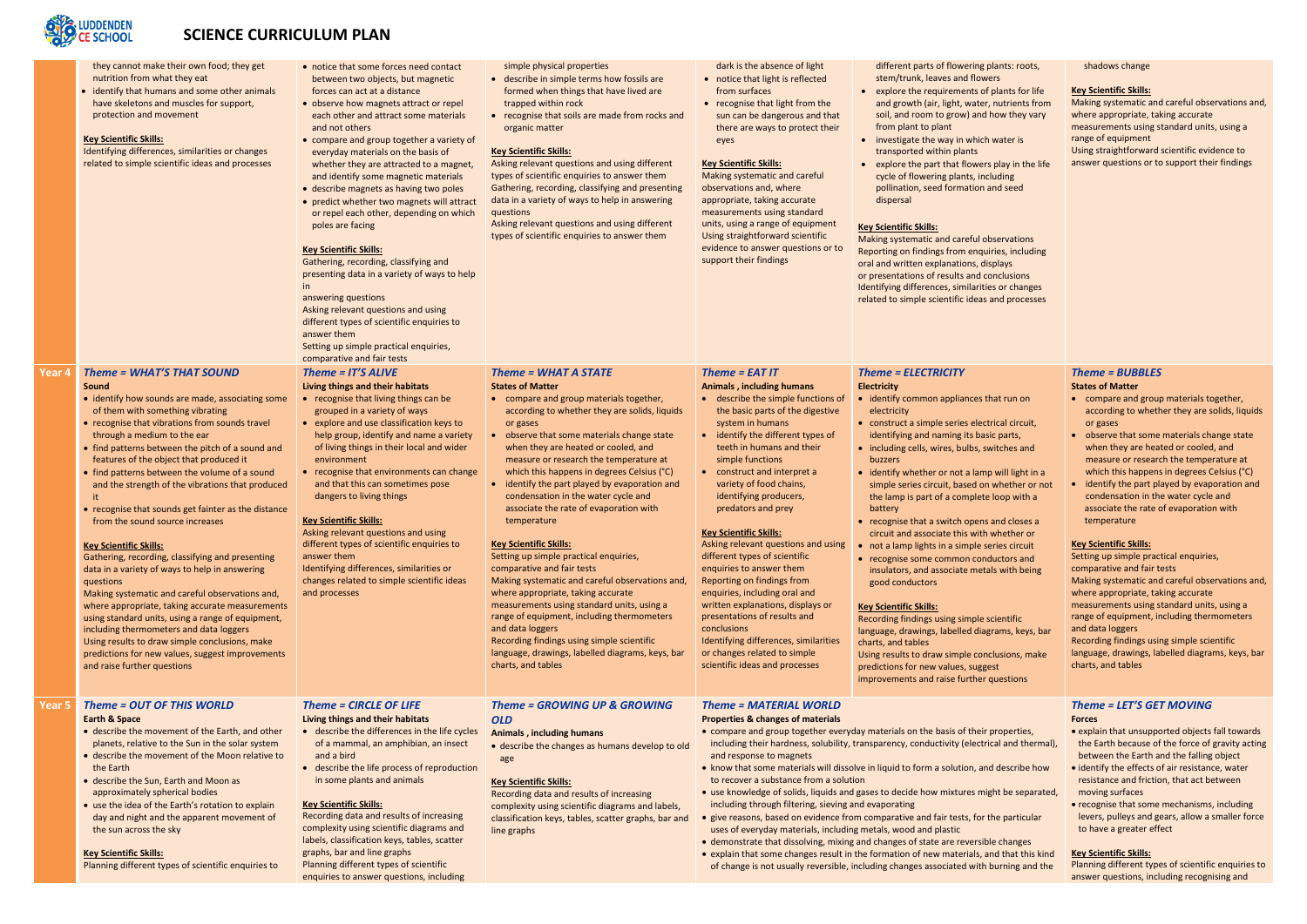# SCIENCE CURRICULUM PLAN

| | | | | | | |
|---|---|---|---|---|---|---|
| | they cannot make their own food; they get nutrition from what they eat<br>• identify that humans and some other animals have skeletons and muscles for support, protection and movement<br><br>**Key Scientific Skills:**<br>Identifying differences, similarities or changes related to simple scientific ideas and processes | • notice that some forces need contact between two objects, but magnetic forces can act at a distance<br>• observe how magnets attract or repel each other and attract some materials and not others<br>• compare and group together a variety of everyday materials on the basis of whether they are attracted to a magnet, and identify some magnetic materials<br>• describe magnets as having two poles<br>• predict whether two magnets will attract or repel each other, depending on which poles are facing<br><br>**Key Scientific Skills:**<br>Gathering, recording, classifying and presenting data in a variety of ways to help in answering questions<br>Asking relevant questions and using different types of scientific enquiries to answer them<br>Setting up simple practical enquiries, comparative and fair tests | simple physical properties<br>• describe in simple terms how fossils are formed when things that have lived are trapped within rock<br>• recognise that soils are made from rocks and organic matter<br><br>**Key Scientific Skills:**<br>Asking relevant questions and using different types of scientific enquiries to answer them<br>Gathering, recording, classifying and presenting data in a variety of ways to help in answering questions<br>Asking relevant questions and using different types of scientific enquiries to answer them | dark is the absence of light<br>• notice that light is reflected from surfaces<br>• recognise that light from the sun can be dangerous and that there are ways to protect their eyes<br><br>**Key Scientific Skills:**<br>Making systematic and careful observations and, where appropriate, taking accurate measurements using standard units, using a range of equipment<br>Using straightforward scientific evidence to answer questions or to support their findings | different parts of flowering plants: roots, stem/trunk, leaves and flowers<br>• explore the requirements of plants for life and growth (air, light, water, nutrients from soil, and room to grow) and how they vary from plant to plant<br>• investigate the way in which water is transported within plants<br>• explore the part that flowers play in the life cycle of flowering plants, including pollination, seed formation and seed dispersal<br><br>**Key Scientific Skills:**<br>Making systematic and careful observations<br>Reporting on findings from enquiries, including oral and written explanations, displays or presentations of results and conclusions<br>Identifying differences, similarities or changes related to simple scientific ideas and processes | shadows change<br><br>**Key Scientific Skills:**<br>Making systematic and careful observations and, where appropriate, taking accurate measurements using standard units, using a range of equipment<br>Using straightforward scientific evidence to answer questions or to support their findings |
| **Year 4** | ***Theme = WHAT'S THAT SOUND***<br>**Sound**<br>• identify how sounds are made, associating some of them with something vibrating<br>• recognise that vibrations from sounds travel through a medium to the ear<br>• find patterns between the pitch of a sound and features of the object that produced it<br>• find patterns between the volume of a sound and the strength of the vibrations that produced it<br>• recognise that sounds get fainter as the distance from the sound source increases<br><br>**Key Scientific Skills:**<br>Gathering, recording, classifying and presenting data in a variety of ways to help in answering questions<br>Making systematic and careful observations and, where appropriate, taking accurate measurements using standard units, using a range of equipment, including thermometers and data loggers<br>Using results to draw simple conclusions, make predictions for new values, suggest improvements and raise further questions | ***Theme = IT'S ALIVE***<br>**Living things and their habitats**<br>• recognise that living things can be grouped in a variety of ways<br>• explore and use classification keys to help group, identify and name a variety of living things in their local and wider environment<br>• recognise that environments can change and that this can sometimes pose dangers to living things<br><br>**Key Scientific Skills:**<br>Asking relevant questions and using different types of scientific enquiries to answer them<br>Identifying differences, similarities or changes related to simple scientific ideas and processes | ***Theme = WHAT A STATE***<br>**States of Matter**<br>• compare and group materials together, according to whether they are solids, liquids or gases<br>• observe that some materials change state when they are heated or cooled, and measure or research the temperature at which this happens in degrees Celsius (°C)<br>• identify the part played by evaporation and condensation in the water cycle and associate the rate of evaporation with temperature<br><br>**Key Scientific Skills:**<br>Setting up simple practical enquiries, comparative and fair tests<br>Making systematic and careful observations and, where appropriate, taking accurate measurements using standard units, using a range of equipment, including thermometers and data loggers<br>Recording findings using simple scientific language, drawings, labelled diagrams, keys, bar charts, and tables | ***Theme = EAT IT***<br>**Animals , including humans**<br>• describe the simple functions of the basic parts of the digestive system in humans<br>• identify the different types of teeth in humans and their simple functions<br>• construct and interpret a variety of food chains, identifying producers, predators and prey<br><br>**Key Scientific Skills:**<br>Asking relevant questions and using different types of scientific enquiries to answer them<br>Reporting on findings from enquiries, including oral and written explanations, displays or presentations of results and conclusions<br>Identifying differences, similarities or changes related to simple scientific ideas and processes | ***Theme = ELECTRICITY***<br>**Electricity**<br>• identify common appliances that run on electricity<br>• construct a simple series electrical circuit, identifying and naming its basic parts,<br>• including cells, wires, bulbs, switches and buzzers<br>• identify whether or not a lamp will light in a simple series circuit, based on whether or not the lamp is part of a complete loop with a battery<br>• recognise that a switch opens and closes a circuit and associate this with whether or<br>• not a lamp lights in a simple series circuit<br>• recognise some common conductors and insulators, and associate metals with being good conductors<br><br>**Key Scientific Skills:**<br>Recording findings using simple scientific language, drawings, labelled diagrams, keys, bar charts, and tables<br>Using results to draw simple conclusions, make predictions for new values, suggest improvements and raise further questions | ***Theme = BUBBLES***<br>**States of Matter**<br>• compare and group materials together, according to whether they are solids, liquids or gases<br>• observe that some materials change state when they are heated or cooled, and measure or research the temperature at which this happens in degrees Celsius (°C)<br>• identify the part played by evaporation and condensation in the water cycle and associate the rate of evaporation with temperature<br><br>**Key Scientific Skills:**<br>Setting up simple practical enquiries, comparative and fair tests<br>Making systematic and careful observations and, where appropriate, taking accurate measurements using standard units, using a range of equipment, including thermometers and data loggers<br>Recording findings using simple scientific language, drawings, labelled diagrams, keys, bar charts, and tables |
| **Year 5** | ***Theme = OUT OF THIS WORLD***<br>**Earth & Space**<br>• describe the movement of the Earth, and other planets, relative to the Sun in the solar system<br>• describe the movement of the Moon relative to the Earth<br>• describe the Sun, Earth and Moon as approximately spherical bodies<br>• use the idea of the Earth's rotation to explain day and night and the apparent movement of the sun across the sky<br><br>**Key Scientific Skills:**<br>Planning different types of scientific enquiries to | ***Theme = CIRCLE OF LIFE***<br>**Living things and their habitats**<br>• describe the differences in the life cycles of a mammal, an amphibian, an insect and a bird<br>• describe the life process of reproduction in some plants and animals<br><br>**Key Scientific Skills:**<br>Recording data and results of increasing complexity using scientific diagrams and labels, classification keys, tables, scatter graphs, bar and line graphs<br>Planning different types of scientific enquiries to answer questions, including | ***Theme = GROWING UP & GROWING OLD***<br>**Animals , including humans**<br>• describe the changes as humans develop to old age<br><br>**Key Scientific Skills:**<br>Recording data and results of increasing complexity using scientific diagrams and labels, classification keys, tables, scatter graphs, bar and line graphs | ***Theme = MATERIAL WORLD***<br>**Properties & changes of materials**<br>• compare and group together everyday materials on the basis of their properties, including their hardness, solubility, transparency, conductivity (electrical and thermal), and response to magnets<br>• know that some materials will dissolve in liquid to form a solution, and describe how to recover a substance from a solution<br>• use knowledge of solids, liquids and gases to decide how mixtures might be separated, including through filtering, sieving and evaporating<br>• give reasons, based on evidence from comparative and fair tests, for the particular uses of everyday materials, including metals, wood and plastic<br>• demonstrate that dissolving, mixing and changes of state are reversible changes<br>• explain that some changes result in the formation of new materials, and that this kind of change is not usually reversible, including changes associated with burning and the | | ***Theme = LET'S GET MOVING***<br>**Forces**<br>• explain that unsupported objects fall towards the Earth because of the force of gravity acting between the Earth and the falling object<br>• identify the effects of air resistance, water resistance and friction, that act between moving surfaces<br>• recognise that some mechanisms, including levers, pulleys and gears, allow a smaller force to have a greater effect<br><br>**Key Scientific Skills:**<br>Planning different types of scientific enquiries to answer questions, including recognising and |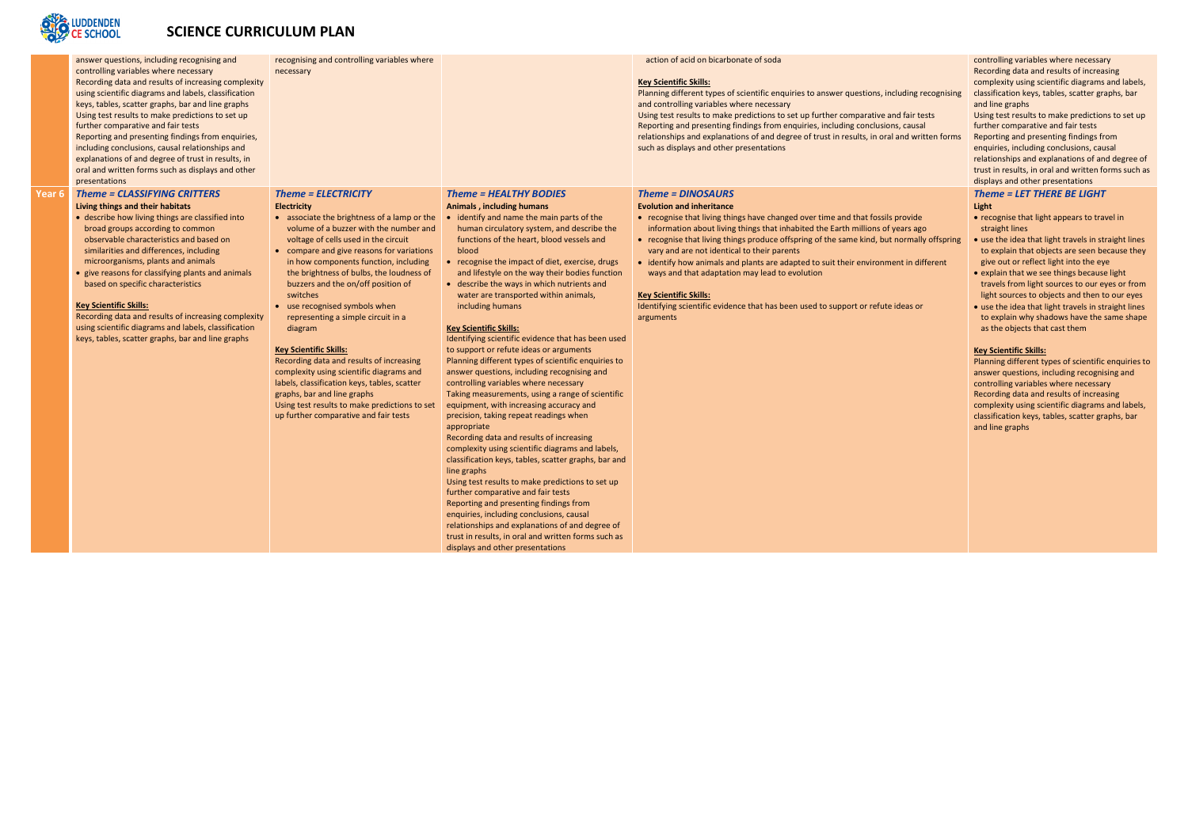# SCIENCE CURRICULUM PLAN

| | | | | | |
|---|---|---|---|---|---|
| | answer questions, including recognising and controlling variables where necessary<br>Recording data and results of increasing complexity using scientific diagrams and labels, classification keys, tables, scatter graphs, bar and line graphs<br>Using test results to make predictions to set up further comparative and fair tests<br>Reporting and presenting findings from enquiries, including conclusions, causal relationships and explanations of and degree of trust in results, in oral and written forms such as displays and other presentations | recognising and controlling variables where necessary | | action of acid on bicarbonate of soda<br><br>**Key Scientific Skills:**<br>Planning different types of scientific enquiries to answer questions, including recognising and controlling variables where necessary<br>Using test results to make predictions to set up further comparative and fair tests<br>Reporting and presenting findings from enquiries, including conclusions, causal relationships and explanations of and degree of trust in results, in oral and written forms such as displays and other presentations | controlling variables where necessary<br>Recording data and results of increasing complexity using scientific diagrams and labels, classification keys, tables, scatter graphs, bar and line graphs<br>Using test results to make predictions to set up further comparative and fair tests<br>Reporting and presenting findings from enquiries, including conclusions, causal relationships and explanations of and degree of trust in results, in oral and written forms such as displays and other presentations |
| **Year 6** | ***Theme = CLASSIFYING CRITTERS***<br>**Living things and their habitats**<br>• describe how living things are classified into broad groups according to common observable characteristics and based on similarities and differences, including microorganisms, plants and animals<br>• give reasons for classifying plants and animals based on specific characteristics<br><br>**Key Scientific Skills:**<br>Recording data and results of increasing complexity using scientific diagrams and labels, classification keys, tables, scatter graphs, bar and line graphs | ***Theme = ELECTRICITY***<br>**Electricity**<br>• associate the brightness of a lamp or the volume of a buzzer with the number and voltage of cells used in the circuit<br>• compare and give reasons for variations in how components function, including the brightness of bulbs, the loudness of buzzers and the on/off position of switches<br>• use recognised symbols when representing a simple circuit in a diagram<br><br>**Key Scientific Skills:**<br>Recording data and results of increasing complexity using scientific diagrams and labels, classification keys, tables, scatter graphs, bar and line graphs<br>Using test results to make predictions to set up further comparative and fair tests | ***Theme = HEALTHY BODIES***<br>**Animals , including humans**<br>• identify and name the main parts of the human circulatory system, and describe the functions of the heart, blood vessels and blood<br>• recognise the impact of diet, exercise, drugs and lifestyle on the way their bodies function<br>• describe the ways in which nutrients and water are transported within animals, including humans<br><br>**Key Scientific Skills:**<br>Identifying scientific evidence that has been used to support or refute ideas or arguments<br>Planning different types of scientific enquiries to answer questions, including recognising and controlling variables where necessary<br>Taking measurements, using a range of scientific equipment, with increasing accuracy and precision, taking repeat readings when appropriate<br>Recording data and results of increasing complexity using scientific diagrams and labels, classification keys, tables, scatter graphs, bar and line graphs<br>Using test results to make predictions to set up further comparative and fair tests<br>Reporting and presenting findings from enquiries, including conclusions, causal relationships and explanations of and degree of trust in results, in oral and written forms such as displays and other presentations | ***Theme = DINOSAURS***<br>**Evolution and inheritance**<br>• recognise that living things have changed over time and that fossils provide information about living things that inhabited the Earth millions of years ago<br>• recognise that living things produce offspring of the same kind, but normally offspring vary and are not identical to their parents<br>• identify how animals and plants are adapted to suit their environment in different ways and that adaptation may lead to evolution<br><br>**Key Scientific Skills:**<br>Identifying scientific evidence that has been used to support or refute ideas or arguments | ***Theme = LET THERE BE LIGHT***<br>**Light**<br>• recognise that light appears to travel in straight lines<br>• use the idea that light travels in straight lines to explain that objects are seen because they give out or reflect light into the eye<br>• explain that we see things because light travels from light sources to our eyes or from light sources to objects and then to our eyes<br>• use the idea that light travels in straight lines to explain why shadows have the same shape as the objects that cast them<br><br>**Key Scientific Skills:**<br>Planning different types of scientific enquiries to answer questions, including recognising and controlling variables where necessary<br>Recording data and results of increasing complexity using scientific diagrams and labels, classification keys, tables, scatter graphs, bar and line graphs |